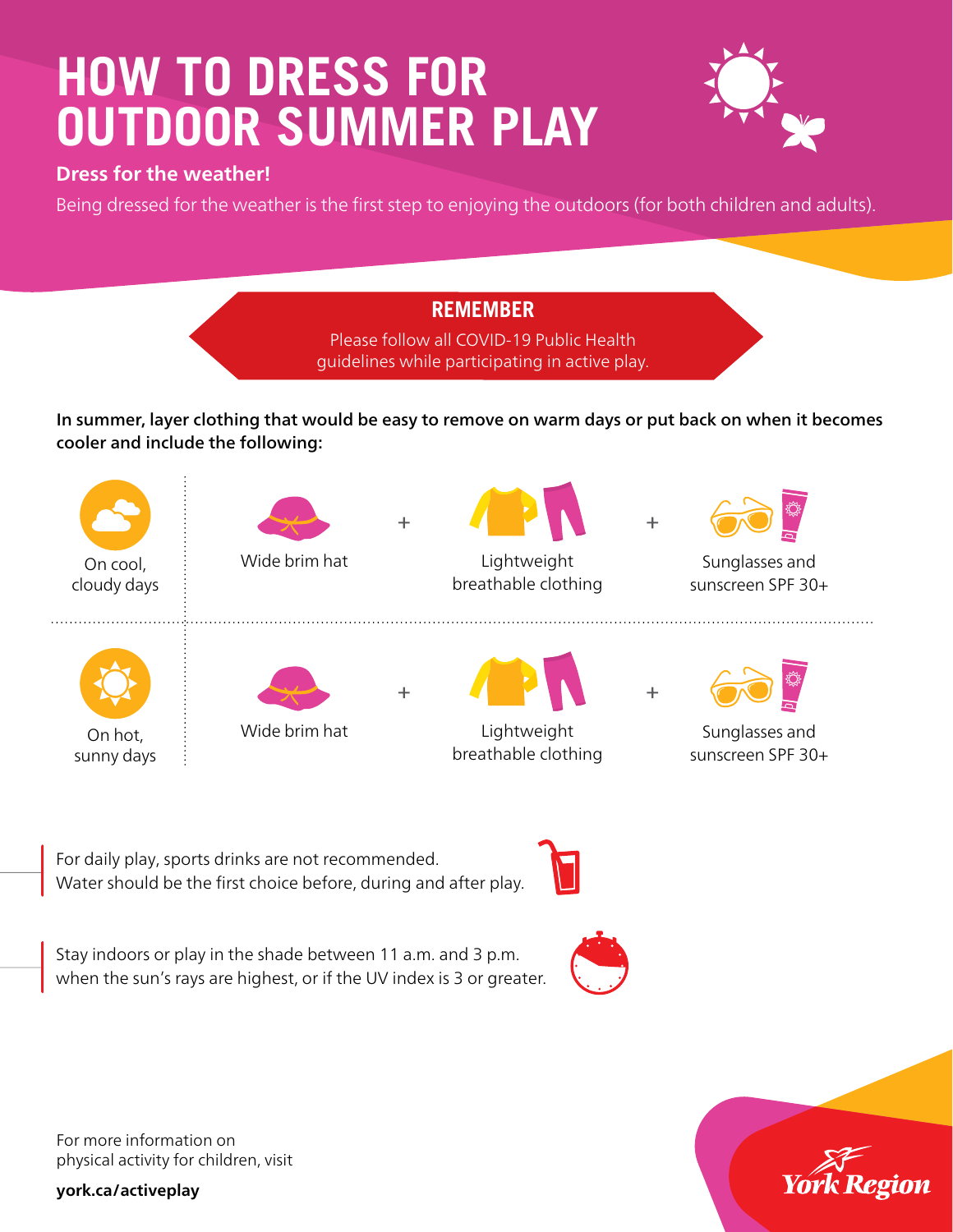# HOW TO DRESS FOR OUTDOOR SUMMER PLAY

**Dress for the weather!**

Being dressed for the weather is the first step to enjoying the outdoors (for both children and adults).

## REMEMBER

Please follow all COVID-19 Public Health guidelines while participating in active play.

**In summer, layer clothing that would be easy to remove on warm days or put back on when it becomes cooler and include the following:**

| | | | | | |
|---|---|---|---|---|---|
| On cool, cloudy days | Wide brim hat | + | Lightweight breathable clothing | + | Sunglasses and sunscreen SPF 30+ |
| On hot, sunny days | Wide brim hat | + | Lightweight breathable clothing | + | Sunglasses and sunscreen SPF 30+ |

For daily play, sports drinks are not recommended. Water should be the first choice before, during and after play.

Stay indoors or play in the shade between 11 a.m. and 3 p.m. when the sun's rays are highest, or if the UV index is 3 or greater.

For more information on physical activity for children, visit

**york.ca/activeplay**

York Region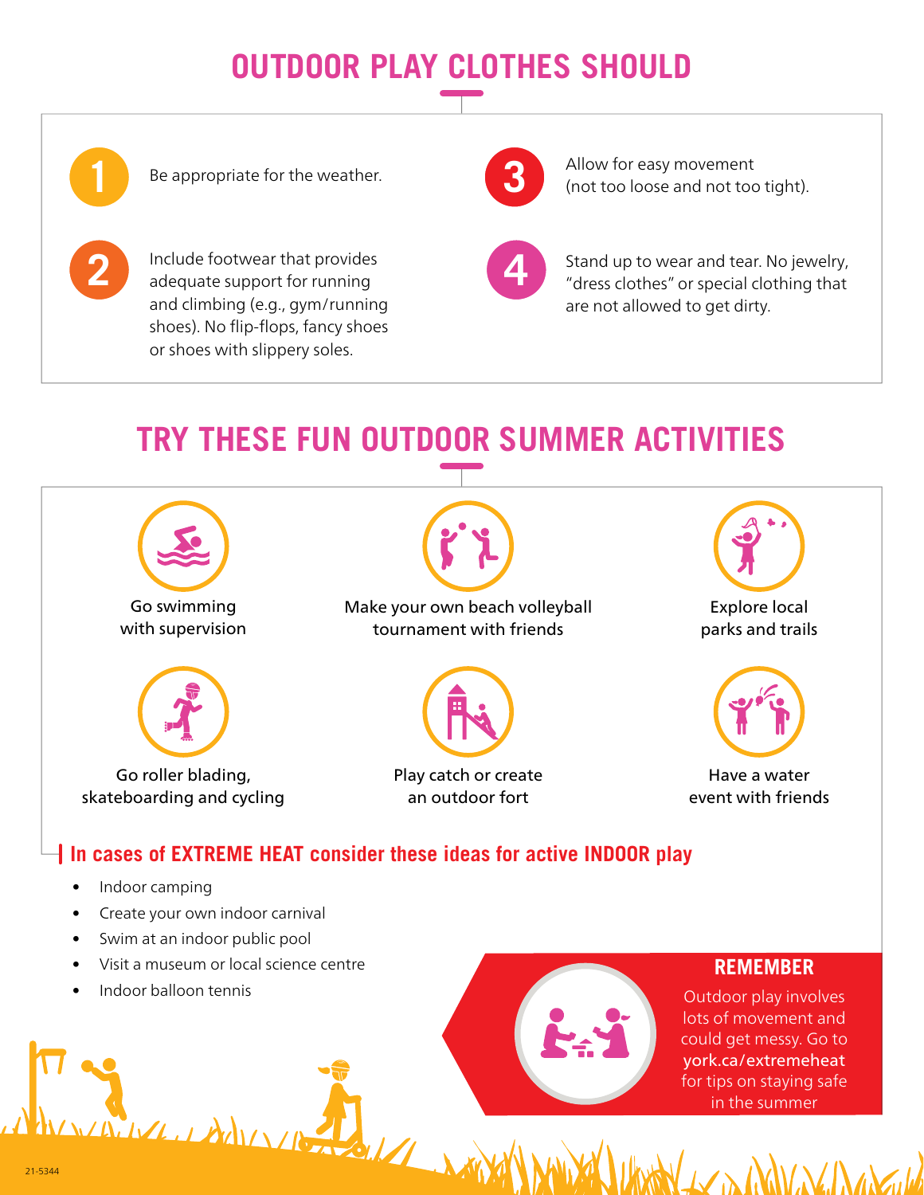## OUTDOOR PLAY CLOTHES SHOULD

1. Be appropriate for the weather.
2. Include footwear that provides adequate support for running and climbing (e.g., gym/running shoes). No flip-flops, fancy shoes or shoes with slippery soles.
3. Allow for easy movement (not too loose and not too tight).
4. Stand up to wear and tear. No jewelry, "dress clothes" or special clothing that are not allowed to get dirty.

## TRY THESE FUN OUTDOOR SUMMER ACTIVITIES

- Go swimming with supervision
- Make your own beach volleyball tournament with friends
- Explore local parks and trails
- Go roller blading, skateboarding and cycling
- Play catch or create an outdoor fort
- Have a water event with friends

### In cases of EXTREME HEAT consider these ideas for active INDOOR play

- Indoor camping
- Create your own indoor carnival
- Swim at an indoor public pool
- Visit a museum or local science centre
- Indoor balloon tennis

### REMEMBER

Outdoor play involves lots of movement and could get messy. Go to **york.ca/extremeheat** for tips on staying safe in the summer

21-5344